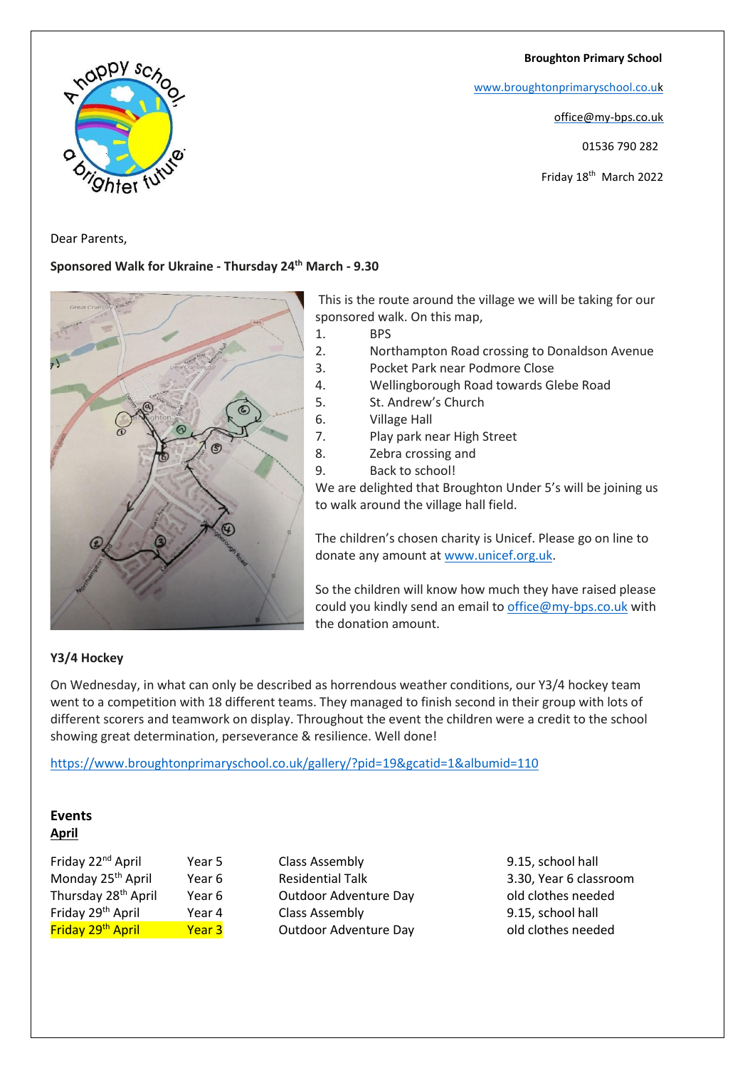**Broughton Primary School**

www.broughtonprimaryschool.co.uk

office@my-bps.co.uk

01536 790 282

Friday 18th March 2022

Dear Parents,

**Sponsored Walk for Ukraine - Thursday 24th March - 9.30**

This is the route around the village we will be taking for our sponsored walk. On this map,

1. BPS
2. Northampton Road crossing to Donaldson Avenue
3. Pocket Park near Podmore Close
4. Wellingborough Road towards Glebe Road
5. St. Andrew's Church
6. Village Hall
7. Play park near High Street
8. Zebra crossing and
9. Back to school!

We are delighted that Broughton Under 5's will be joining us to walk around the village hall field.

The children's chosen charity is Unicef. Please go on line to donate any amount at www.unicef.org.uk.

So the children will know how much they have raised please could you kindly send an email to office@my-bps.co.uk with the donation amount.

**Y3/4 Hockey**

On Wednesday, in what can only be described as horrendous weather conditions, our Y3/4 hockey team went to a competition with 18 different teams. They managed to finish second in their group with lots of different scorers and teamwork on display. Throughout the event the children were a credit to the school showing great determination, perseverance & resilience. Well done!

https://www.broughtonprimaryschool.co.uk/gallery/?pid=19&gcatid=1&albumid=110

**Events**

**April**

| Date | Year | Event | Details |
|---|---|---|---|
| Friday 22nd April | Year 5 | Class Assembly | 9.15, school hall |
| Monday 25th April | Year 6 | Residential Talk | 3.30, Year 6 classroom |
| Thursday 28th April | Year 6 | Outdoor Adventure Day | old clothes needed |
| Friday 29th April | Year 4 | Class Assembly | 9.15, school hall |
| Friday 29th April | Year 3 | Outdoor Adventure Day | old clothes needed |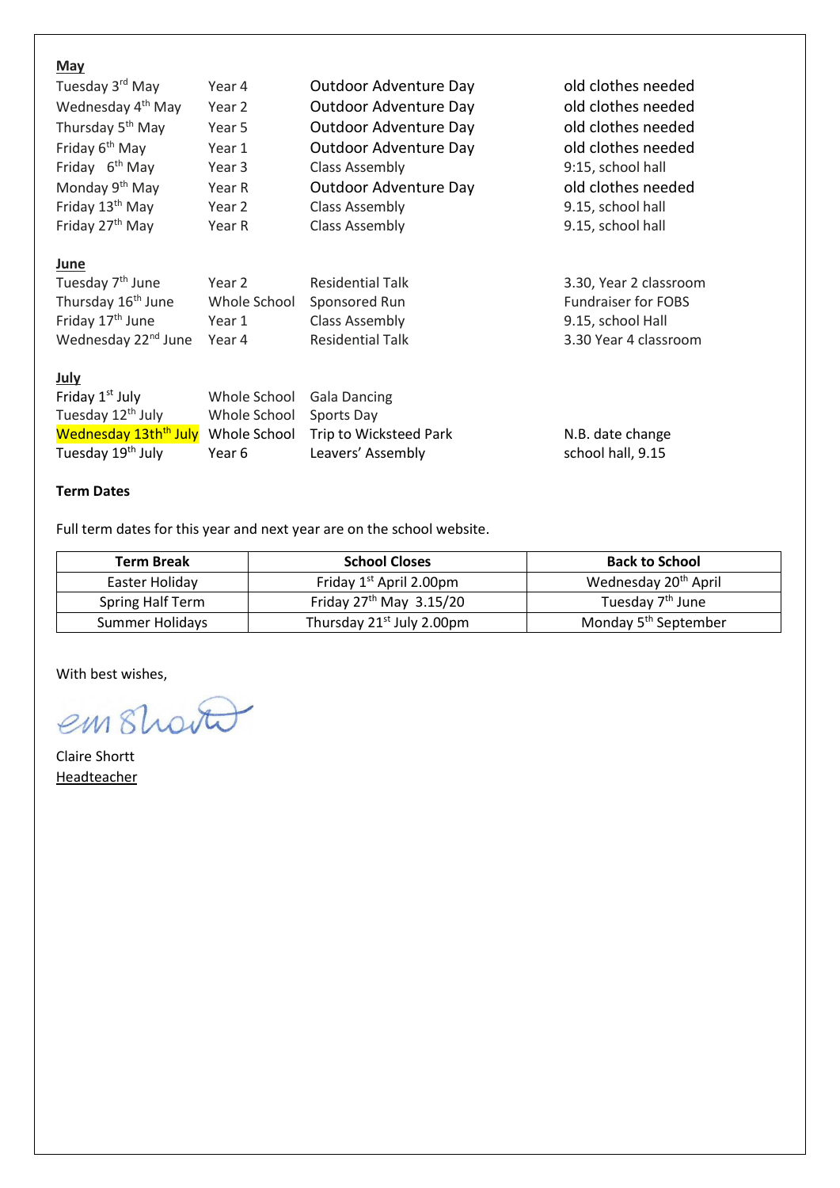**May**

| | | | |
|---|---|---|---|
| Tuesday 3rd May | Year 4 | Outdoor Adventure Day | old clothes needed |
| Wednesday 4th May | Year 2 | Outdoor Adventure Day | old clothes needed |
| Thursday 5th May | Year 5 | Outdoor Adventure Day | old clothes needed |
| Friday 6th May | Year 1 | Outdoor Adventure Day | old clothes needed |
| Friday 6th May | Year 3 | Class Assembly | 9:15, school hall |
| Monday 9th May | Year R | Outdoor Adventure Day | old clothes needed |
| Friday 13th May | Year 2 | Class Assembly | 9.15, school hall |
| Friday 27th May | Year R | Class Assembly | 9.15, school hall |

**June**

| | | | |
|---|---|---|---|
| Tuesday 7th June | Year 2 | Residential Talk | 3.30, Year 2 classroom |
| Thursday 16th June | Whole School | Sponsored Run | Fundraiser for FOBS |
| Friday 17th June | Year 1 | Class Assembly | 9.15, school Hall |
| Wednesday 22nd June | Year 4 | Residential Talk | 3.30 Year 4 classroom |

**July**

| | | | |
|---|---|---|---|
| Friday 1st July | Whole School | Gala Dancing | |
| Tuesday 12th July | Whole School | Sports Day | |
| Wednesday 13thth July | Whole School | Trip to Wicksteed Park | N.B. date change |
| Tuesday 19th July | Year 6 | Leavers' Assembly | school hall, 9.15 |

**Term Dates**

Full term dates for this year and next year are on the school website.

| Term Break | School Closes | Back to School |
|---|---|---|
| Easter Holiday | Friday 1st April 2.00pm | Wednesday 20th April |
| Spring Half Term | Friday 27th May 3.15/20 | Tuesday 7th June |
| Summer Holidays | Thursday 21st July 2.00pm | Monday 5th September |

With best wives,

Claire Shortt
Headteacher